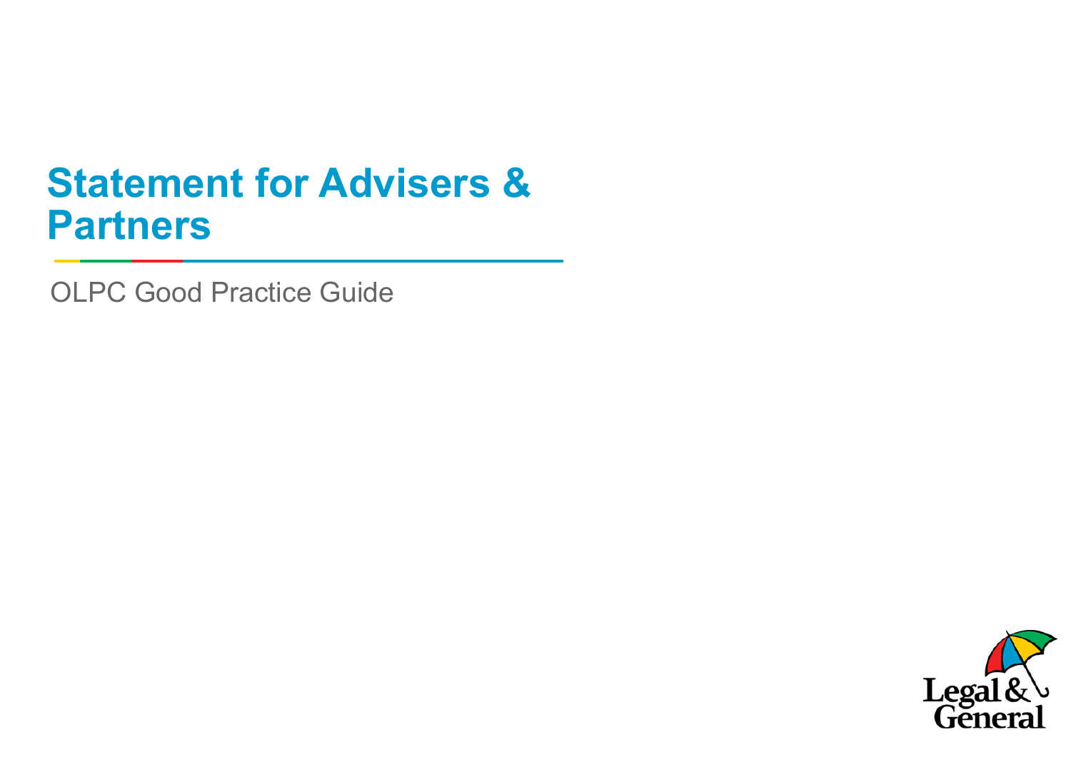# Statement for Advisers & Partners

OLPC Good Practice Guide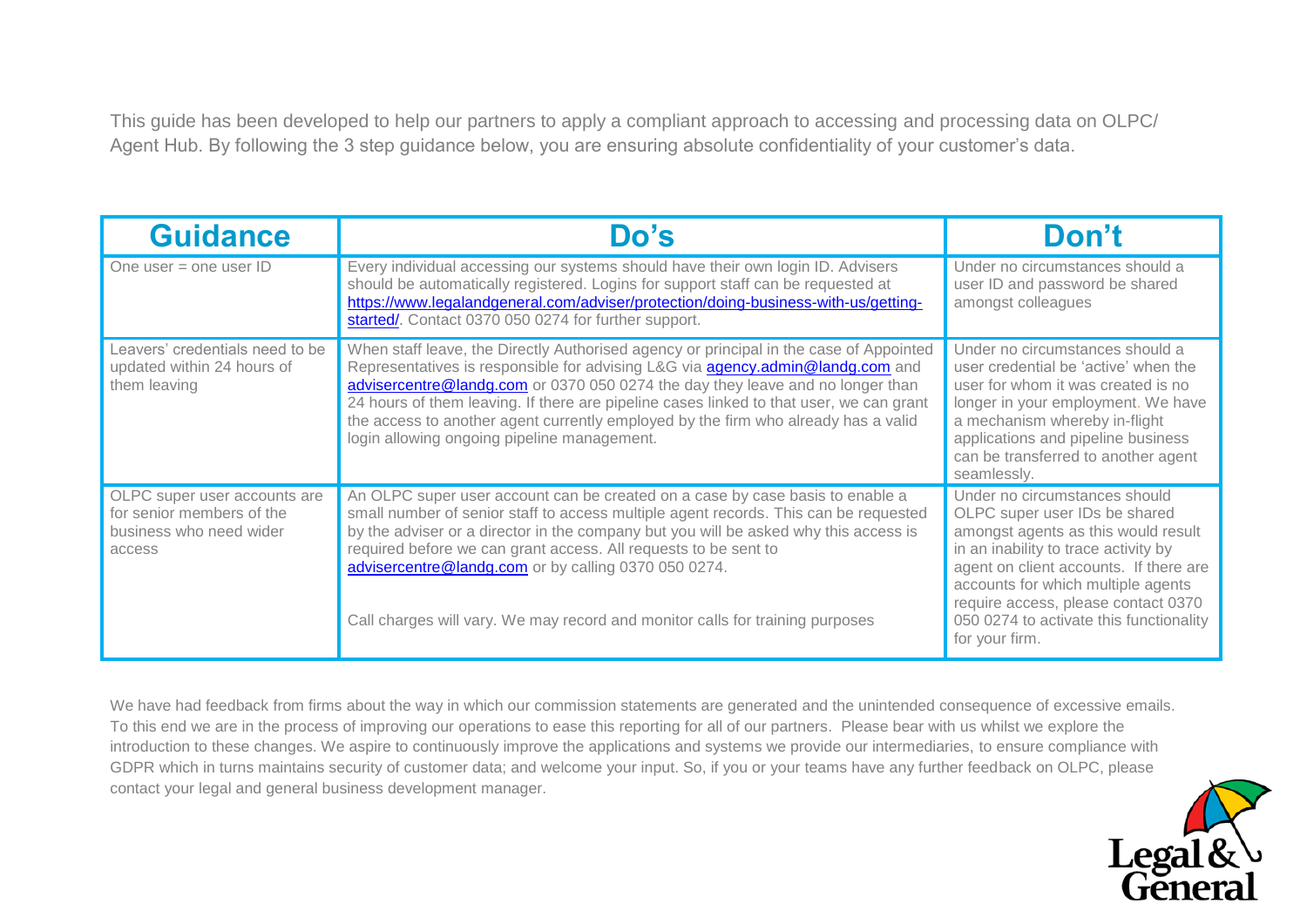This guide has been developed to help our partners to apply a compliant approach to accessing and processing data on OLPC/ Agent Hub. By following the 3 step guidance below, you are ensuring absolute confidentiality of your customer's data.

| Guidance | Do's | Don't |
| --- | --- | --- |
| One user = one user ID | Every individual accessing our systems should have their own login ID. Advisers should be automatically registered. Logins for support staff can be requested at https://www.legalandgeneral.com/adviser/protection/doing-business-with-us/getting-started/. Contact 0370 050 0274 for further support. | Under no circumstances should a user ID and password be shared amongst colleagues |
| Leavers' credentials need to be updated within 24 hours of them leaving | When staff leave, the Directly Authorised agency or principal in the case of Appointed Representatives is responsible for advising L&G via agency.admin@landg.com and advisercentre@landg.com or 0370 050 0274 the day they leave and no longer than 24 hours of them leaving. If there are pipeline cases linked to that user, we can grant the access to another agent currently employed by the firm who already has a valid login allowing ongoing pipeline management. | Under no circumstances should a user credential be 'active' when the user for whom it was created is no longer in your employment. We have a mechanism whereby in-flight applications and pipeline business can be transferred to another agent seamlessly. |
| OLPC super user accounts are for senior members of the business who need wider access | An OLPC super user account can be created on a case by case basis to enable a small number of senior staff to access multiple agent records. This can be requested by the adviser or a director in the company but you will be asked why this access is required before we can grant access. All requests to be sent to advisercentre@landg.com or by calling 0370 050 0274.<br><br>Call charges will vary. We may record and monitor calls for training purposes | Under no circumstances should OLPC super user IDs be shared amongst agents as this would result in an inability to trace activity by agent on client accounts. If there are accounts for which multiple agents require access, please contact 0370 050 0274 to activate this functionality for your firm. |

We have had feedback from firms about the way in which our commission statements are generated and the unintended consequence of excessive emails. To this end we are in the process of improving our operations to ease this reporting for all of our partners. Please bear with us whilst we explore the introduction to these changes. We aspire to continuously improve the applications and systems we provide our intermediaries, to ensure compliance with GDPR which in turns maintains security of customer data; and welcome your input. So, if you or your teams have any further feedback on OLPC, please contact your legal and general business development manager.

Legal & General